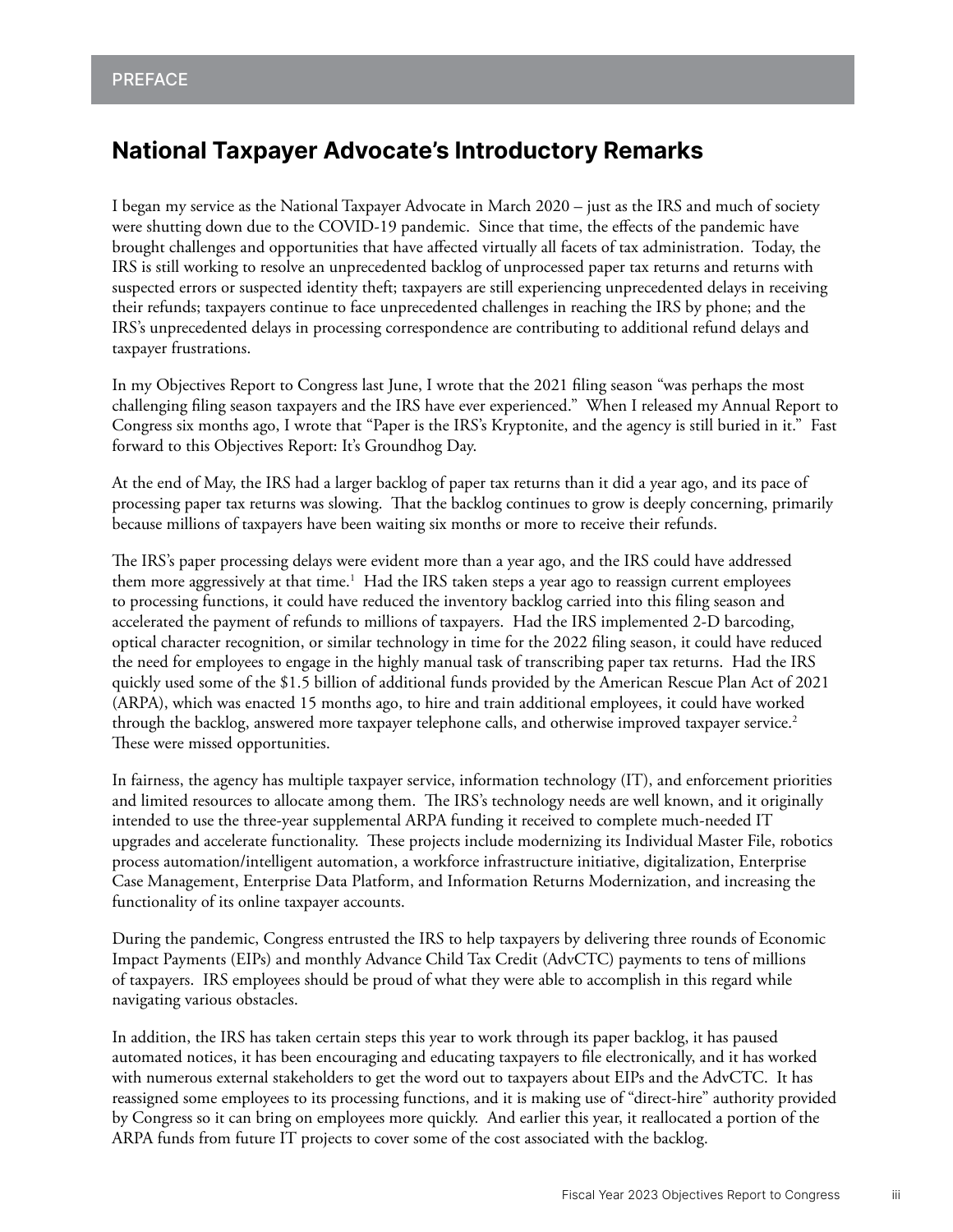PREFACE

## National Taxpayer Advocate's Introductory Remarks

I began my service as the National Taxpayer Advocate in March 2020 – just as the IRS and much of society were shutting down due to the COVID-19 pandemic. Since that time, the effects of the pandemic have brought challenges and opportunities that have affected virtually all facets of tax administration. Today, the IRS is still working to resolve an unprecedented backlog of unprocessed paper tax returns and returns with suspected errors or suspected identity theft; taxpayers are still experiencing unprecedented delays in receiving their refunds; taxpayers continue to face unprecedented challenges in reaching the IRS by phone; and the IRS's unprecedented delays in processing correspondence are contributing to additional refund delays and taxpayer frustrations.

In my Objectives Report to Congress last June, I wrote that the 2021 filing season "was perhaps the most challenging filing season taxpayers and the IRS have ever experienced." When I released my Annual Report to Congress six months ago, I wrote that "Paper is the IRS's Kryptonite, and the agency is still buried in it." Fast forward to this Objectives Report: It's Groundhog Day.

At the end of May, the IRS had a larger backlog of paper tax returns than it did a year ago, and its pace of processing paper tax returns was slowing. That the backlog continues to grow is deeply concerning, primarily because millions of taxpayers have been waiting six months or more to receive their refunds.

The IRS's paper processing delays were evident more than a year ago, and the IRS could have addressed them more aggressively at that time.[1] Had the IRS taken steps a year ago to reassign current employees to processing functions, it could have reduced the inventory backlog carried into this filing season and accelerated the payment of refunds to millions of taxpayers. Had the IRS implemented 2-D barcoding, optical character recognition, or similar technology in time for the 2022 filing season, it could have reduced the need for employees to engage in the highly manual task of transcribing paper tax returns. Had the IRS quickly used some of the $1.5 billion of additional funds provided by the American Rescue Plan Act of 2021 (ARPA), which was enacted 15 months ago, to hire and train additional employees, it could have worked through the backlog, answered more taxpayer telephone calls, and otherwise improved taxpayer service.[2] These were missed opportunities.

In fairness, the agency has multiple taxpayer service, information technology (IT), and enforcement priorities and limited resources to allocate among them. The IRS's technology needs are well known, and it originally intended to use the three-year supplemental ARPA funding it received to complete much-needed IT upgrades and accelerate functionality. These projects include modernizing its Individual Master File, robotics process automation/intelligent automation, a workforce infrastructure initiative, digitalization, Enterprise Case Management, Enterprise Data Platform, and Information Returns Modernization, and increasing the functionality of its online taxpayer accounts.

During the pandemic, Congress entrusted the IRS to help taxpayers by delivering three rounds of Economic Impact Payments (EIPs) and monthly Advance Child Tax Credit (AdvCTC) payments to tens of millions of taxpayers. IRS employees should be proud of what they were able to accomplish in this regard while navigating various obstacles.

In addition, the IRS has taken certain steps this year to work through its paper backlog, it has paused automated notices, it has been encouraging and educating taxpayers to file electronically, and it has worked with numerous external stakeholders to get the word out to taxpayers about EIPs and the AdvCTC. It has reassigned some employees to its processing functions, and it is making use of "direct-hire" authority provided by Congress so it can bring on employees more quickly. And earlier this year, it reallocated a portion of the ARPA funds from future IT projects to cover some of the cost associated with the backlog.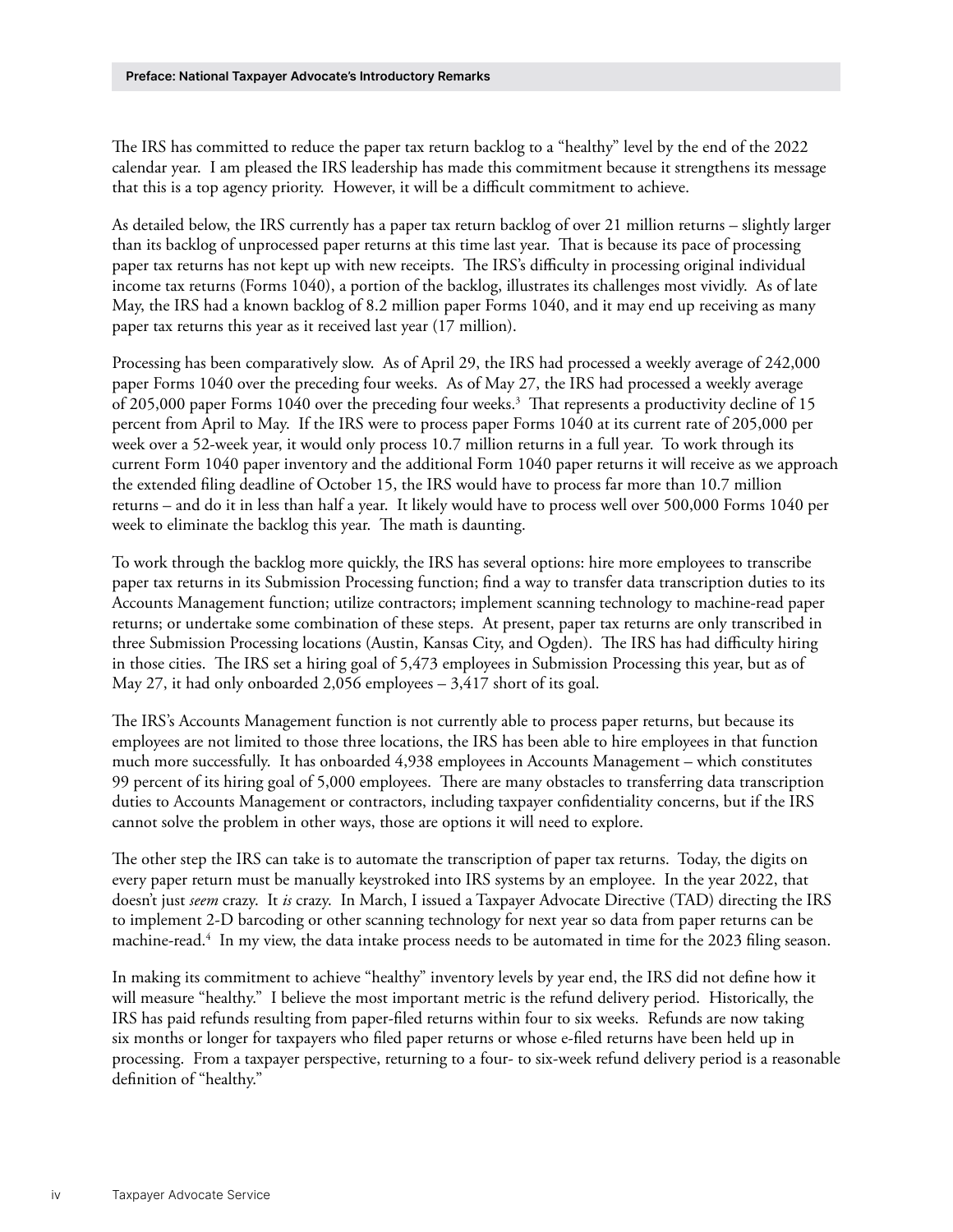The IRS has committed to reduce the paper tax return backlog to a "healthy" level by the end of the 2022 calendar year. I am pleased the IRS leadership has made this commitment because it strengthens its message that this is a top agency priority. However, it will be a difficult commitment to achieve.

As detailed below, the IRS currently has a paper tax return backlog of over 21 million returns – slightly larger than its backlog of unprocessed paper returns at this time last year. That is because its pace of processing paper tax returns has not kept up with new receipts. The IRS's difficulty in processing original individual income tax returns (Forms 1040), a portion of the backlog, illustrates its challenges most vividly. As of late May, the IRS had a known backlog of 8.2 million paper Forms 1040, and it may end up receiving as many paper tax returns this year as it received last year (17 million).

Processing has been comparatively slow. As of April 29, the IRS had processed a weekly average of 242,000 paper Forms 1040 over the preceding four weeks. As of May 27, the IRS had processed a weekly average of 205,000 paper Forms 1040 over the preceding four weeks.[3] That represents a productivity decline of 15 percent from April to May. If the IRS were to process paper Forms 1040 at its current rate of 205,000 per week over a 52-week year, it would only process 10.7 million returns in a full year. To work through its current Form 1040 paper inventory and the additional Form 1040 paper returns it will receive as we approach the extended filing deadline of October 15, the IRS would have to process far more than 10.7 million returns – and do it in less than half a year. It likely would have to process well over 500,000 Forms 1040 per week to eliminate the backlog this year. The math is daunting.

To work through the backlog more quickly, the IRS has several options: hire more employees to transcribe paper tax returns in its Submission Processing function; find a way to transfer data transcription duties to its Accounts Management function; utilize contractors; implement scanning technology to machine-read paper returns; or undertake some combination of these steps. At present, paper tax returns are only transcribed in three Submission Processing locations (Austin, Kansas City, and Ogden). The IRS has had difficulty hiring in those cities. The IRS set a hiring goal of 5,473 employees in Submission Processing this year, but as of May 27, it had only onboarded 2,056 employees – 3,417 short of its goal.

The IRS's Accounts Management function is not currently able to process paper returns, but because its employees are not limited to those three locations, the IRS has been able to hire employees in that function much more successfully. It has onboarded 4,938 employees in Accounts Management – which constitutes 99 percent of its hiring goal of 5,000 employees. There are many obstacles to transferring data transcription duties to Accounts Management or contractors, including taxpayer confidentiality concerns, but if the IRS cannot solve the problem in other ways, those are options it will need to explore.

The other step the IRS can take is to automate the transcription of paper tax returns. Today, the digits on every paper return must be manually keystroked into IRS systems by an employee. In the year 2022, that doesn't just *seem* crazy. It *is* crazy. In March, I issued a Taxpayer Advocate Directive (TAD) directing the IRS to implement 2-D barcoding or other scanning technology for next year so data from paper returns can be machine-read.[4] In my view, the data intake process needs to be automated in time for the 2023 filing season.

In making its commitment to achieve "healthy" inventory levels by year end, the IRS did not define how it will measure "healthy." I believe the most important metric is the refund delivery period. Historically, the IRS has paid refunds resulting from paper-filed returns within four to six weeks. Refunds are now taking six months or longer for taxpayers who filed paper returns or whose e-filed returns have been held up in processing. From a taxpayer perspective, returning to a four- to six-week refund delivery period is a reasonable definition of "healthy."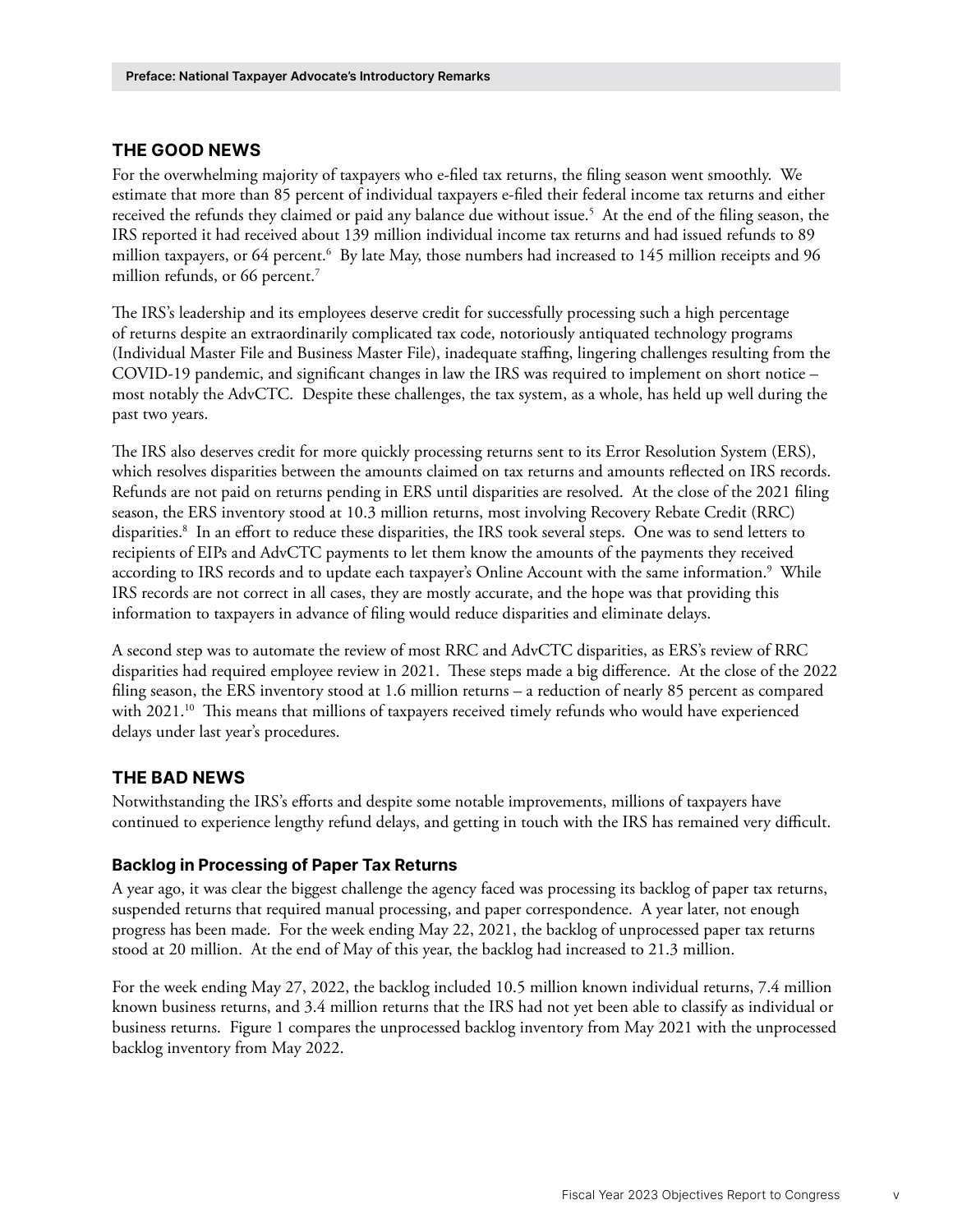## THE GOOD NEWS

For the overwhelming majority of taxpayers who e-filed tax returns, the filing season went smoothly. We estimate that more than 85 percent of individual taxpayers e-filed their federal income tax returns and either received the refunds they claimed or paid any balance due without issue.[5] At the end of the filing season, the IRS reported it had received about 139 million individual income tax returns and had issued refunds to 89 million taxpayers, or 64 percent.[6] By late May, those numbers had increased to 145 million receipts and 96 million refunds, or 66 percent.[7]

The IRS's leadership and its employees deserve credit for successfully processing such a high percentage of returns despite an extraordinarily complicated tax code, notoriously antiquated technology programs (Individual Master File and Business Master File), inadequate staffing, lingering challenges resulting from the COVID-19 pandemic, and significant changes in law the IRS was required to implement on short notice – most notably the AdvCTC. Despite these challenges, the tax system, as a whole, has held up well during the past two years.

The IRS also deserves credit for more quickly processing returns sent to its Error Resolution System (ERS), which resolves disparities between the amounts claimed on tax returns and amounts reflected on IRS records. Refunds are not paid on returns pending in ERS until disparities are resolved. At the close of the 2021 filing season, the ERS inventory stood at 10.3 million returns, most involving Recovery Rebate Credit (RRC) disparities.[8] In an effort to reduce these disparities, the IRS took several steps. One was to send letters to recipients of EIPs and AdvCTC payments to let them know the amounts of the payments they received according to IRS records and to update each taxpayer's Online Account with the same information.[9] While IRS records are not correct in all cases, they are mostly accurate, and the hope was that providing this information to taxpayers in advance of filing would reduce disparities and eliminate delays.

A second step was to automate the review of most RRC and AdvCTC disparities, as ERS's review of RRC disparities had required employee review in 2021. These steps made a big difference. At the close of the 2022 filing season, the ERS inventory stood at 1.6 million returns – a reduction of nearly 85 percent as compared with 2021.[10] This means that millions of taxpayers received timely refunds who would have experienced delays under last year's procedures.

## THE BAD NEWS

Notwithstanding the IRS's efforts and despite some notable improvements, millions of taxpayers have continued to experience lengthy refund delays, and getting in touch with the IRS has remained very difficult.

### Backlog in Processing of Paper Tax Returns

A year ago, it was clear the biggest challenge the agency faced was processing its backlog of paper tax returns, suspended returns that required manual processing, and paper correspondence. A year later, not enough progress has been made. For the week ending May 22, 2021, the backlog of unprocessed paper tax returns stood at 20 million. At the end of May of this year, the backlog had increased to 21.3 million.

For the week ending May 27, 2022, the backlog included 10.5 million known individual returns, 7.4 million known business returns, and 3.4 million returns that the IRS had not yet been able to classify as individual or business returns. Figure 1 compares the unprocessed backlog inventory from May 2021 with the unprocessed backlog inventory from May 2022.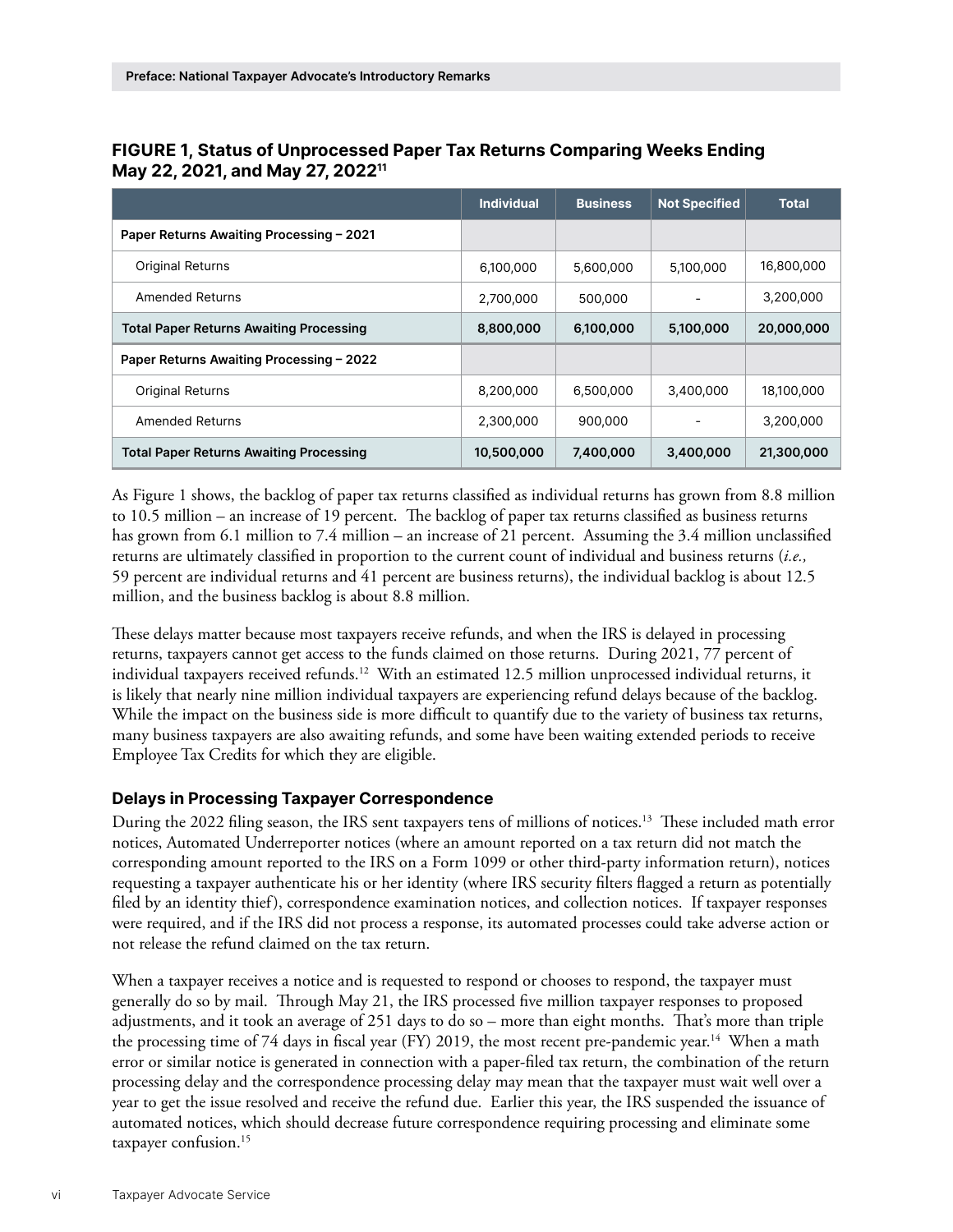**FIGURE 1, Status of Unprocessed Paper Tax Returns Comparing Weeks Ending May 22, 2021, and May 27, 2022**[11]

| | Individual | Business | Not Specified | Total |
|---|---|---|---|---|
| **Paper Returns Awaiting Processing – 2021** | | | | |
| Original Returns | 6,100,000 | 5,600,000 | 5,100,000 | 16,800,000 |
| Amended Returns | 2,700,000 | 500,000 | - | 3,200,000 |
| **Total Paper Returns Awaiting Processing** | **8,800,000** | **6,100,000** | **5,100,000** | **20,000,000** |
| **Paper Returns Awaiting Processing – 2022** | | | | |
| Original Returns | 8,200,000 | 6,500,000 | 3,400,000 | 18,100,000 |
| Amended Returns | 2,300,000 | 900,000 | - | 3,200,000 |
| **Total Paper Returns Awaiting Processing** | **10,500,000** | **7,400,000** | **3,400,000** | **21,300,000** |

As Figure 1 shows, the backlog of paper tax returns classified as individual returns has grown from 8.8 million to 10.5 million – an increase of 19 percent. The backlog of paper tax returns classified as business returns has grown from 6.1 million to 7.4 million – an increase of 21 percent. Assuming the 3.4 million unclassified returns are ultimately classified in proportion to the current count of individual and business returns (*i.e.*, 59 percent are individual returns and 41 percent are business returns), the individual backlog is about 12.5 million, and the business backlog is about 8.8 million.

These delays matter because most taxpayers receive refunds, and when the IRS is delayed in processing returns, taxpayers cannot get access to the funds claimed on those returns. During 2021, 77 percent of individual taxpayers received refunds.[12] With an estimated 12.5 million unprocessed individual returns, it is likely that nearly nine million individual taxpayers are experiencing refund delays because of the backlog. While the impact on the business side is more difficult to quantify due to the variety of business tax returns, many business taxpayers are also awaiting refunds, and some have been waiting extended periods to receive Employee Tax Credits for which they are eligible.

### Delays in Processing Taxpayer Correspondence

During the 2022 filing season, the IRS sent taxpayers tens of millions of notices.[13] These included math error notices, Automated Underreporter notices (where an amount reported on a tax return did not match the corresponding amount reported to the IRS on a Form 1099 or other third-party information return), notices requesting a taxpayer authenticate his or her identity (where IRS security filters flagged a return as potentially filed by an identity thief), correspondence examination notices, and collection notices. If taxpayer responses were required, and if the IRS did not process a response, its automated processes could take adverse action or not release the refund claimed on the tax return.

When a taxpayer receives a notice and is requested to respond or chooses to respond, the taxpayer must generally do so by mail. Through May 21, the IRS processed five million taxpayer responses to proposed adjustments, and it took an average of 251 days to do so – more than eight months. That's more than triple the processing time of 74 days in fiscal year (FY) 2019, the most recent pre-pandemic year.[14] When a math error or similar notice is generated in connection with a paper-filed tax return, the combination of the return processing delay and the correspondence processing delay may mean that the taxpayer must wait well over a year to get the issue resolved and receive the refund due. Earlier this year, the IRS suspended the issuance of automated notices, which should decrease future correspondence requiring processing and eliminate some taxpayer confusion.[15]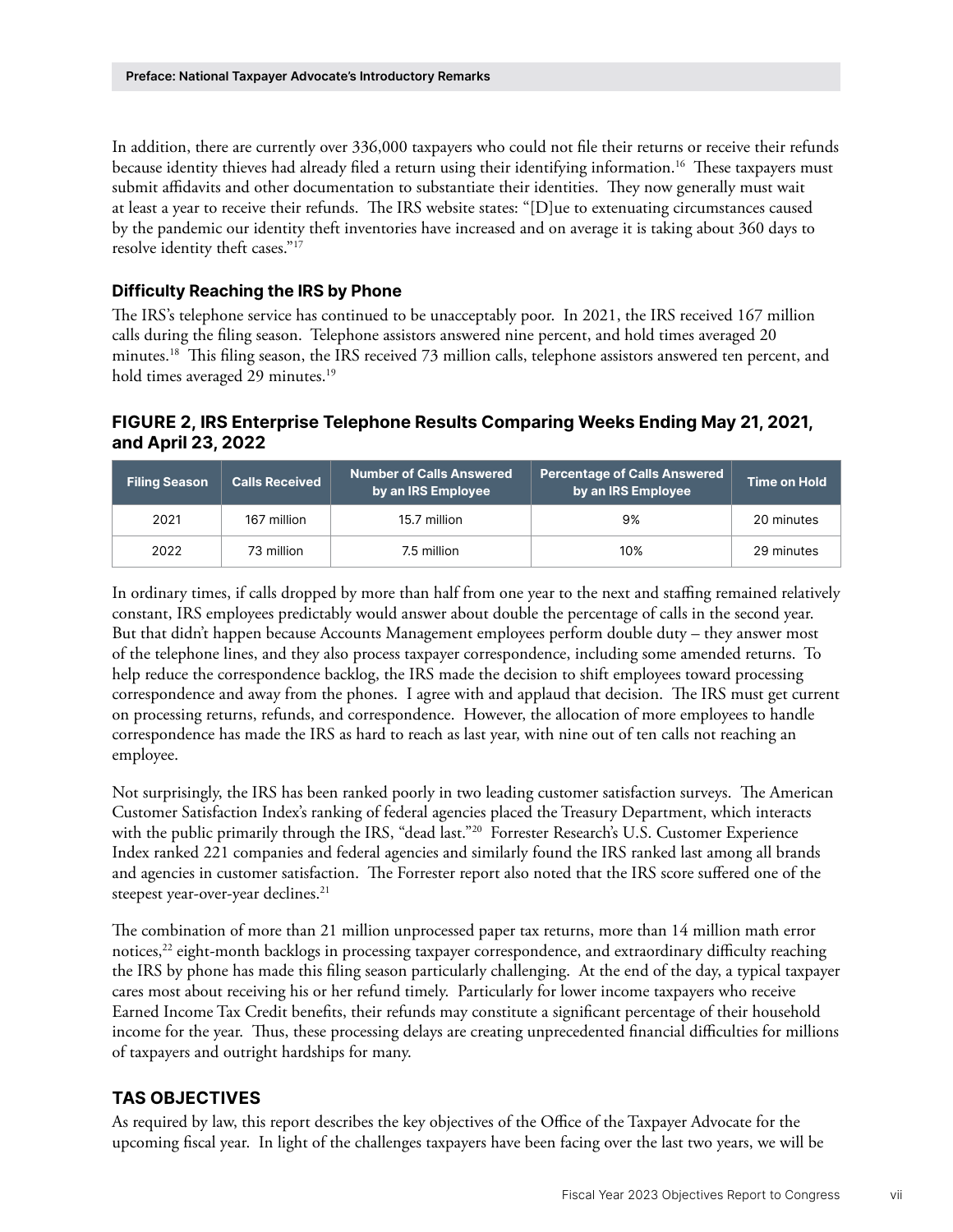In addition, there are currently over 336,000 taxpayers who could not file their returns or receive their refunds because identity thieves had already filed a return using their identifying information.[16] These taxpayers must submit affidavits and other documentation to substantiate their identities. They now generally must wait at least a year to receive their refunds. The IRS website states: "[D]ue to extenuating circumstances caused by the pandemic our identity theft inventories have increased and on average it is taking about 360 days to resolve identity theft cases."[17]

### Difficulty Reaching the IRS by Phone

The IRS's telephone service has continued to be unacceptably poor. In 2021, the IRS received 167 million calls during the filing season. Telephone assistors answered nine percent, and hold times averaged 20 minutes.[18] This filing season, the IRS received 73 million calls, telephone assistors answered ten percent, and hold times averaged 29 minutes.[19]

### FIGURE 2, IRS Enterprise Telephone Results Comparing Weeks Ending May 21, 2021, and April 23, 2022

| Filing Season | Calls Received | Number of Calls Answered by an IRS Employee | Percentage of Calls Answered by an IRS Employee | Time on Hold |
|---|---|---|---|---|
| 2021 | 167 million | 15.7 million | 9% | 20 minutes |
| 2022 | 73 million | 7.5 million | 10% | 29 minutes |

In ordinary times, if calls dropped by more than half from one year to the next and staffing remained relatively constant, IRS employees predictably would answer about double the percentage of calls in the second year. But that didn't happen because Accounts Management employees perform double duty – they answer most of the telephone lines, and they also process taxpayer correspondence, including some amended returns. To help reduce the correspondence backlog, the IRS made the decision to shift employees toward processing correspondence and away from the phones. I agree with and applaud that decision. The IRS must get current on processing returns, refunds, and correspondence. However, the allocation of more employees to handle correspondence has made the IRS as hard to reach as last year, with nine out of ten calls not reaching an employee.

Not surprisingly, the IRS has been ranked poorly in two leading customer satisfaction surveys. The American Customer Satisfaction Index's ranking of federal agencies placed the Treasury Department, which interacts with the public primarily through the IRS, "dead last."[20] Forrester Research's U.S. Customer Experience Index ranked 221 companies and federal agencies and similarly found the IRS ranked last among all brands and agencies in customer satisfaction. The Forrester report also noted that the IRS score suffered one of the steepest year-over-year declines.[21]

The combination of more than 21 million unprocessed paper tax returns, more than 14 million math error notices,[22] eight-month backlogs in processing taxpayer correspondence, and extraordinary difficulty reaching the IRS by phone has made this filing season particularly challenging. At the end of the day, a typical taxpayer cares most about receiving his or her refund timely. Particularly for lower income taxpayers who receive Earned Income Tax Credit benefits, their refunds may constitute a significant percentage of their household income for the year. Thus, these processing delays are creating unprecedented financial difficulties for millions of taxpayers and outright hardships for many.

## TAS OBJECTIVES

As required by law, this report describes the key objectives of the Office of the Taxpayer Advocate for the upcoming fiscal year. In light of the challenges taxpayers have been facing over the last two years, we will be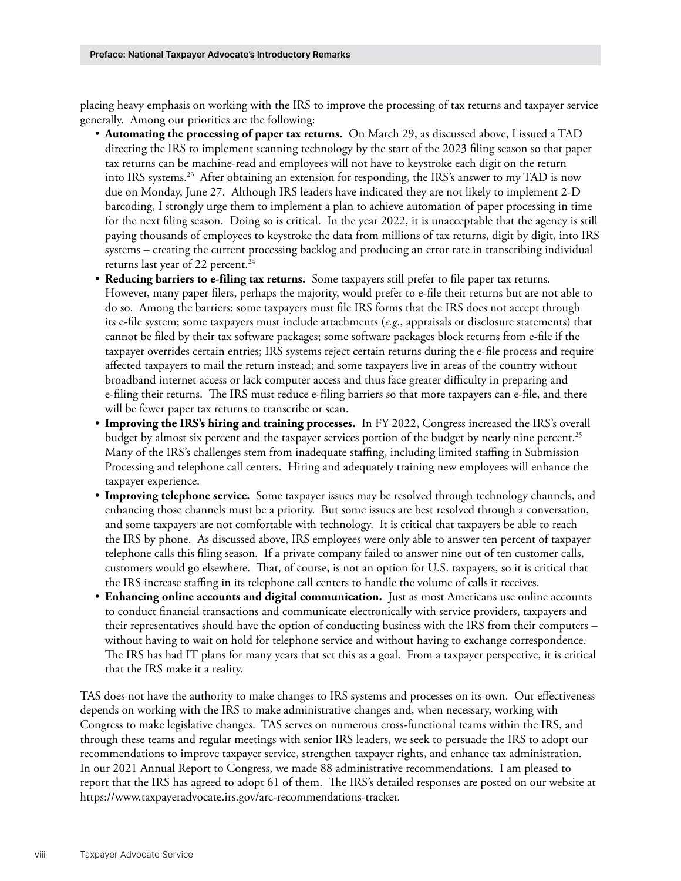placing heavy emphasis on working with the IRS to improve the processing of tax returns and taxpayer service generally. Among our priorities are the following:

- **Automating the processing of paper tax returns.** On March 29, as discussed above, I issued a TAD directing the IRS to implement scanning technology by the start of the 2023 filing season so that paper tax returns can be machine-read and employees will not have to keystroke each digit on the return into IRS systems.[23] After obtaining an extension for responding, the IRS's answer to my TAD is now due on Monday, June 27. Although IRS leaders have indicated they are not likely to implement 2-D barcoding, I strongly urge them to implement a plan to achieve automation of paper processing in time for the next filing season. Doing so is critical. In the year 2022, it is unacceptable that the agency is still paying thousands of employees to keystroke the data from millions of tax returns, digit by digit, into IRS systems – creating the current processing backlog and producing an error rate in transcribing individual returns last year of 22 percent.[24]
- **Reducing barriers to e-filing tax returns.** Some taxpayers still prefer to file paper tax returns. However, many paper filers, perhaps the majority, would prefer to e-file their returns but are not able to do so. Among the barriers: some taxpayers must file IRS forms that the IRS does not accept through its e-file system; some taxpayers must include attachments (*e.g.*, appraisals or disclosure statements) that cannot be filed by their tax software packages; some software packages block returns from e-file if the taxpayer overrides certain entries; IRS systems reject certain returns during the e-file process and require affected taxpayers to mail the return instead; and some taxpayers live in areas of the country without broadband internet access or lack computer access and thus face greater difficulty in preparing and e-filing their returns. The IRS must reduce e-filing barriers so that more taxpayers can e-file, and there will be fewer paper tax returns to transcribe or scan.
- **Improving the IRS's hiring and training processes.** In FY 2022, Congress increased the IRS's overall budget by almost six percent and the taxpayer services portion of the budget by nearly nine percent.[25] Many of the IRS's challenges stem from inadequate staffing, including limited staffing in Submission Processing and telephone call centers. Hiring and adequately training new employees will enhance the taxpayer experience.
- **Improving telephone service.** Some taxpayer issues may be resolved through technology channels, and enhancing those channels must be a priority. But some issues are best resolved through a conversation, and some taxpayers are not comfortable with technology. It is critical that taxpayers be able to reach the IRS by phone. As discussed above, IRS employees were only able to answer ten percent of taxpayer telephone calls this filing season. If a private company failed to answer nine out of ten customer calls, customers would go elsewhere. That, of course, is not an option for U.S. taxpayers, so it is critical that the IRS increase staffing in its telephone call centers to handle the volume of calls it receives.
- **Enhancing online accounts and digital communication.** Just as most Americans use online accounts to conduct financial transactions and communicate electronically with service providers, taxpayers and their representatives should have the option of conducting business with the IRS from their computers – without having to wait on hold for telephone service and without having to exchange correspondence. The IRS has had IT plans for many years that set this as a goal. From a taxpayer perspective, it is critical that the IRS make it a reality.

TAS does not have the authority to make changes to IRS systems and processes on its own. Our effectiveness depends on working with the IRS to make administrative changes and, when necessary, working with Congress to make legislative changes. TAS serves on numerous cross-functional teams within the IRS, and through these teams and regular meetings with senior IRS leaders, we seek to persuade the IRS to adopt our recommendations to improve taxpayer service, strengthen taxpayer rights, and enhance tax administration. In our 2021 Annual Report to Congress, we made 88 administrative recommendations. I am pleased to report that the IRS has agreed to adopt 61 of them. The IRS's detailed responses are posted on our website at https://www.taxpayeradvocate.irs.gov/arc-recommendations-tracker.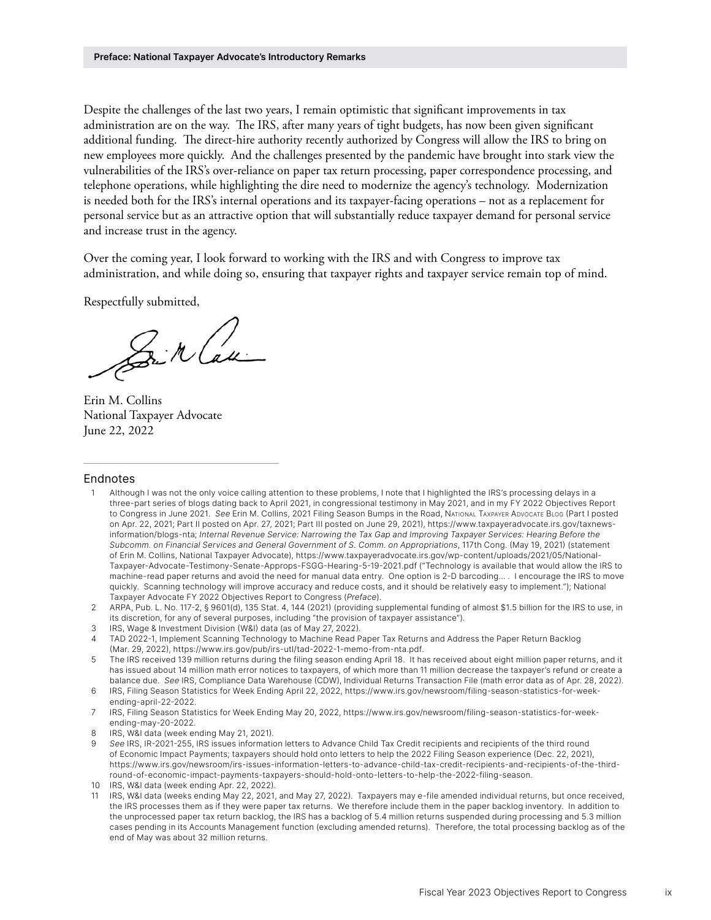Despite the challenges of the last two years, I remain optimistic that significant improvements in tax administration are on the way. The IRS, after many years of tight budgets, has now been given significant additional funding. The direct-hire authority recently authorized by Congress will allow the IRS to bring on new employees more quickly. And the challenges presented by the pandemic have brought into stark view the vulnerabilities of the IRS's over-reliance on paper tax return processing, paper correspondence processing, and telephone operations, while highlighting the dire need to modernize the agency's technology. Modernization is needed both for the IRS's internal operations and its taxpayer-facing operations – not as a replacement for personal service but as an attractive option that will substantially reduce taxpayer demand for personal service and increase trust in the agency.

Over the coming year, I look forward to working with the IRS and with Congress to improve tax administration, and while doing so, ensuring that taxpayer rights and taxpayer service remain top of mind.

Respectfully submitted,

Erin M. Collins
National Taxpayer Advocate
June 22, 2022

## Endnotes

1. Although I was not the only voice calling attention to these problems, I note that I highlighted the IRS's processing delays in a three-part series of blogs dating back to April 2021, in congressional testimony in May 2021, and in my FY 2022 Objectives Report to Congress in June 2021. *See* Erin M. Collins, 2021 Filing Season Bumps in the Road, National Taxpayer Advocate Blog (Part I posted on Apr. 22, 2021; Part II posted on Apr. 27, 2021; Part III posted on June 29, 2021), https://www.taxpayeradvocate.irs.gov/taxnews-information/blogs-nta; *Internal Revenue Service: Narrowing the Tax Gap and Improving Taxpayer Services: Hearing Before the Subcomm. on Financial Services and General Government of S. Comm. on Appropriations*, 117th Cong. (May 19, 2021) (statement of Erin M. Collins, National Taxpayer Advocate), https://www.taxpayeradvocate.irs.gov/wp-content/uploads/2021/05/National-Taxpayer-Advocate-Testimony-Senate-Approps-FSGG-Hearing-5-19-2021.pdf ("Technology is available that would allow the IRS to machine-read paper returns and avoid the need for manual data entry. One option is 2-D barcoding... . I encourage the IRS to move quickly. Scanning technology will improve accuracy and reduce costs, and it should be relatively easy to implement."); National Taxpayer Advocate FY 2022 Objectives Report to Congress (*Preface*).
2. ARPA, Pub. L. No. 117-2, § 9601(d), 135 Stat. 4, 144 (2021) (providing supplemental funding of almost $1.5 billion for the IRS to use, in its discretion, for any of several purposes, including "the provision of taxpayer assistance").
3. IRS, Wage & Investment Division (W&I) data (as of May 27, 2022).
4. TAD 2022-1, Implement Scanning Technology to Machine Read Paper Tax Returns and Address the Paper Return Backlog (Mar. 29, 2022), https://www.irs.gov/pub/irs-utl/tad-2022-1-memo-from-nta.pdf.
5. The IRS received 139 million returns during the filing season ending April 18. It has received about eight million paper returns, and it has issued about 14 million math error notices to taxpayers, of which more than 11 million decrease the taxpayer's refund or create a balance due. *See* IRS, Compliance Data Warehouse (CDW), Individual Returns Transaction File (math error data as of Apr. 28, 2022).
6. IRS, Filing Season Statistics for Week Ending April 22, 2022, https://www.irs.gov/newsroom/filing-season-statistics-for-week-ending-april-22-2022.
7. IRS, Filing Season Statistics for Week Ending May 20, 2022, https://www.irs.gov/newsroom/filing-season-statistics-for-week-ending-may-20-2022.
8. IRS, W&I data (week ending May 21, 2021).
9. *See* IRS, IR-2021-255, IRS issues information letters to Advance Child Tax Credit recipients and recipients of the third round of Economic Impact Payments; taxpayers should hold onto letters to help the 2022 Filing Season experience (Dec. 22, 2021), https://www.irs.gov/newsroom/irs-issues-information-letters-to-advance-child-tax-credit-recipients-and-recipients-of-the-third-round-of-economic-impact-payments-taxpayers-should-hold-onto-letters-to-help-the-2022-filing-season.
10. IRS, W&I data (week ending Apr. 22, 2022).
11. IRS, W&I data (weeks ending May 22, 2021, and May 27, 2022). Taxpayers may e-file amended individual returns, but once received, the IRS processes them as if they were paper tax returns. We therefore include them in the paper backlog inventory. In addition to the unprocessed paper tax return backlog, the IRS has a backlog of 5.4 million returns suspended during processing and 5.3 million cases pending in its Accounts Management function (excluding amended returns). Therefore, the total processing backlog as of the end of May was about 32 million returns.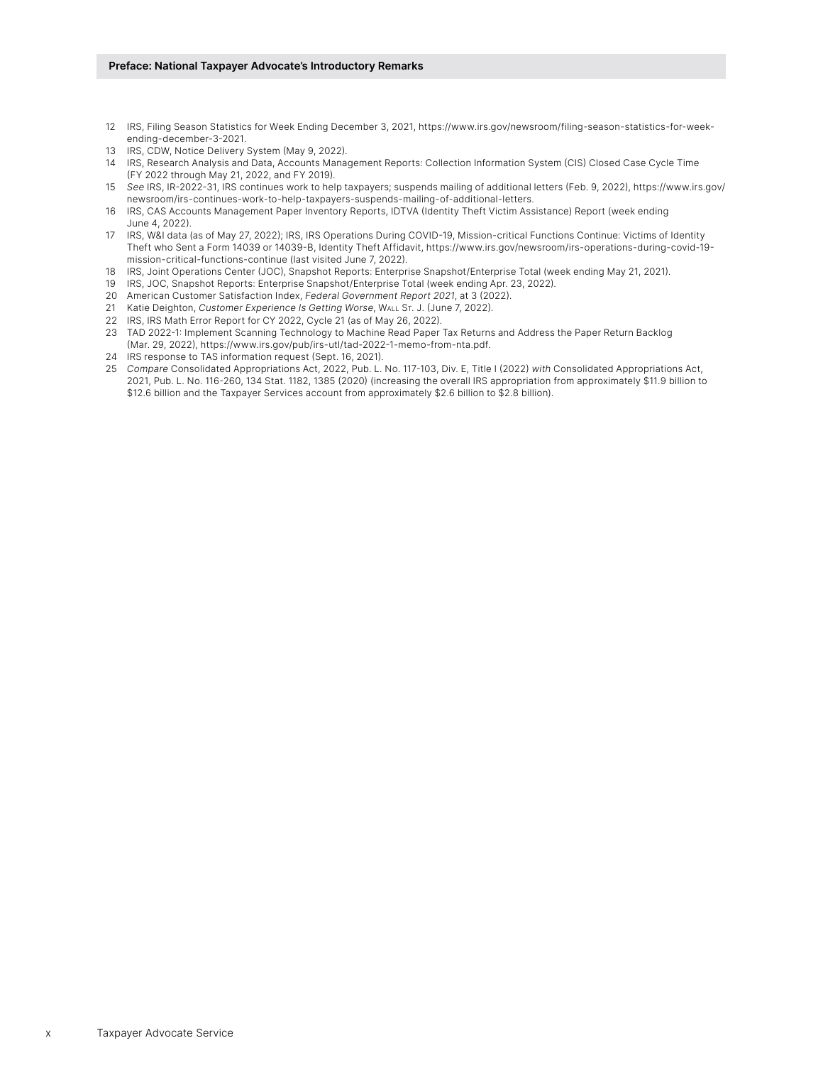12 IRS, Filing Season Statistics for Week Ending December 3, 2021, https://www.irs.gov/newsroom/filing-season-statistics-for-week-ending-december-3-2021.

13 IRS, CDW, Notice Delivery System (May 9, 2022).

14 IRS, Research Analysis and Data, Accounts Management Reports: Collection Information System (CIS) Closed Case Cycle Time (FY 2022 through May 21, 2022, and FY 2019).

15 *See* IRS, IR-2022-31, IRS continues work to help taxpayers; suspends mailing of additional letters (Feb. 9, 2022), https://www.irs.gov/newsroom/irs-continues-work-to-help-taxpayers-suspends-mailing-of-additional-letters.

16 IRS, CAS Accounts Management Paper Inventory Reports, IDTVA (Identity Theft Victim Assistance) Report (week ending June 4, 2022).

17 IRS, W&I data (as of May 27, 2022); IRS, IRS Operations During COVID-19, Mission-critical Functions Continue: Victims of Identity Theft who Sent a Form 14039 or 14039-B, Identity Theft Affidavit, https://www.irs.gov/newsroom/irs-operations-during-covid-19-mission-critical-functions-continue (last visited June 7, 2022).

18 IRS, Joint Operations Center (JOC), Snapshot Reports: Enterprise Snapshot/Enterprise Total (week ending May 21, 2021).

19 IRS, JOC, Snapshot Reports: Enterprise Snapshot/Enterprise Total (week ending Apr. 23, 2022).

20 American Customer Satisfaction Index, *Federal Government Report 2021*, at 3 (2022).

21 Katie Deighton, *Customer Experience Is Getting Worse*, Wall St. J. (June 7, 2022).

22 IRS, IRS Math Error Report for CY 2022, Cycle 21 (as of May 26, 2022).

23 TAD 2022-1: Implement Scanning Technology to Machine Read Paper Tax Returns and Address the Paper Return Backlog (Mar. 29, 2022), https://www.irs.gov/pub/irs-utl/tad-2022-1-memo-from-nta.pdf.

24 IRS response to TAS information request (Sept. 16, 2021).

25 *Compare* Consolidated Appropriations Act, 2022, Pub. L. No. 117-103, Div. E, Title I (2022) *with* Consolidated Appropriations Act, 2021, Pub. L. No. 116-260, 134 Stat. 1182, 1385 (2020) (increasing the overall IRS appropriation from approximately $11.9 billion to $12.6 billion and the Taxpayer Services account from approximately $2.6 billion to $2.8 billion).